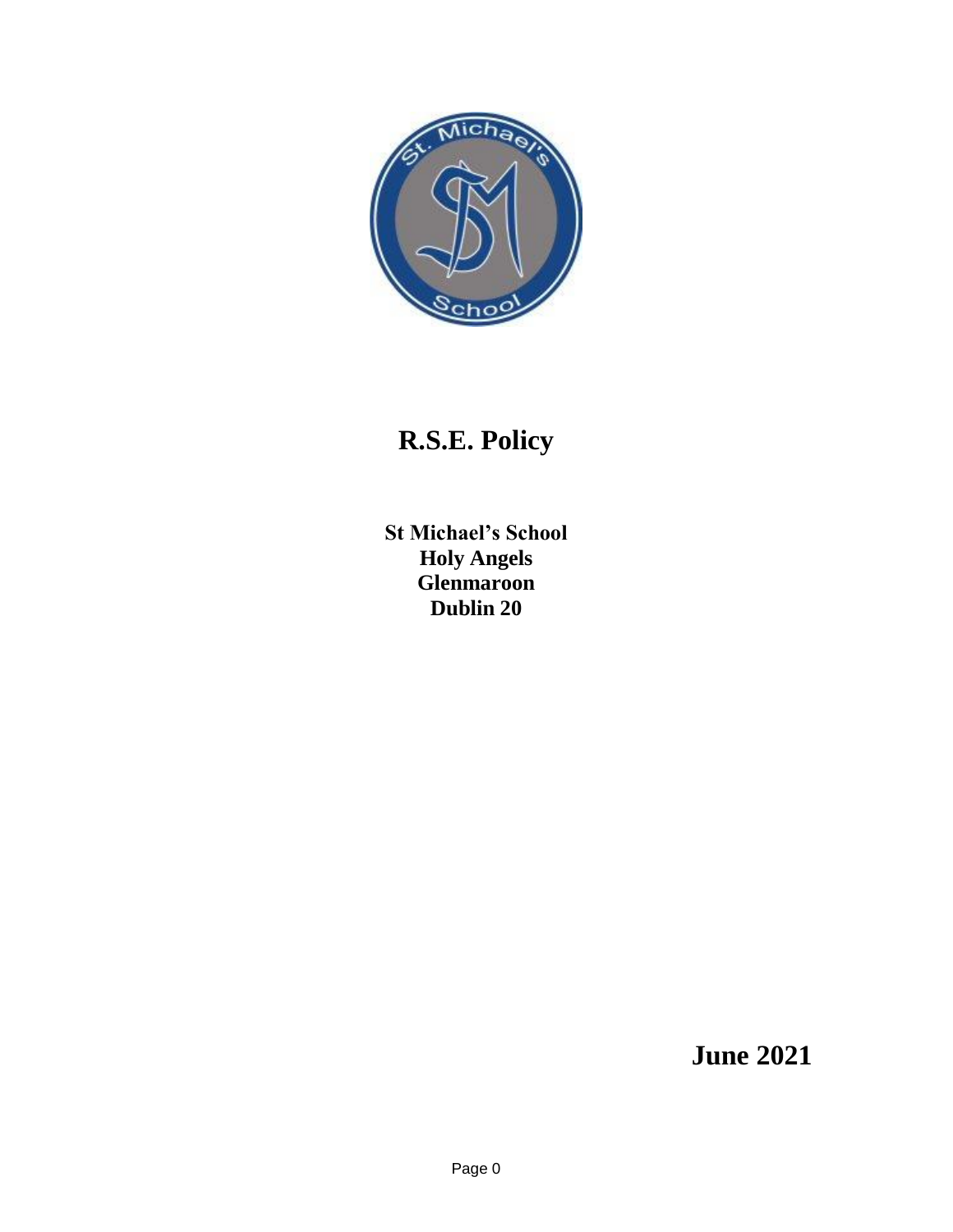# R.S.E. Policy

**St Michael's School**
**Holy Angels**
**Glenmaroon**
**Dublin 20**

**June 2021**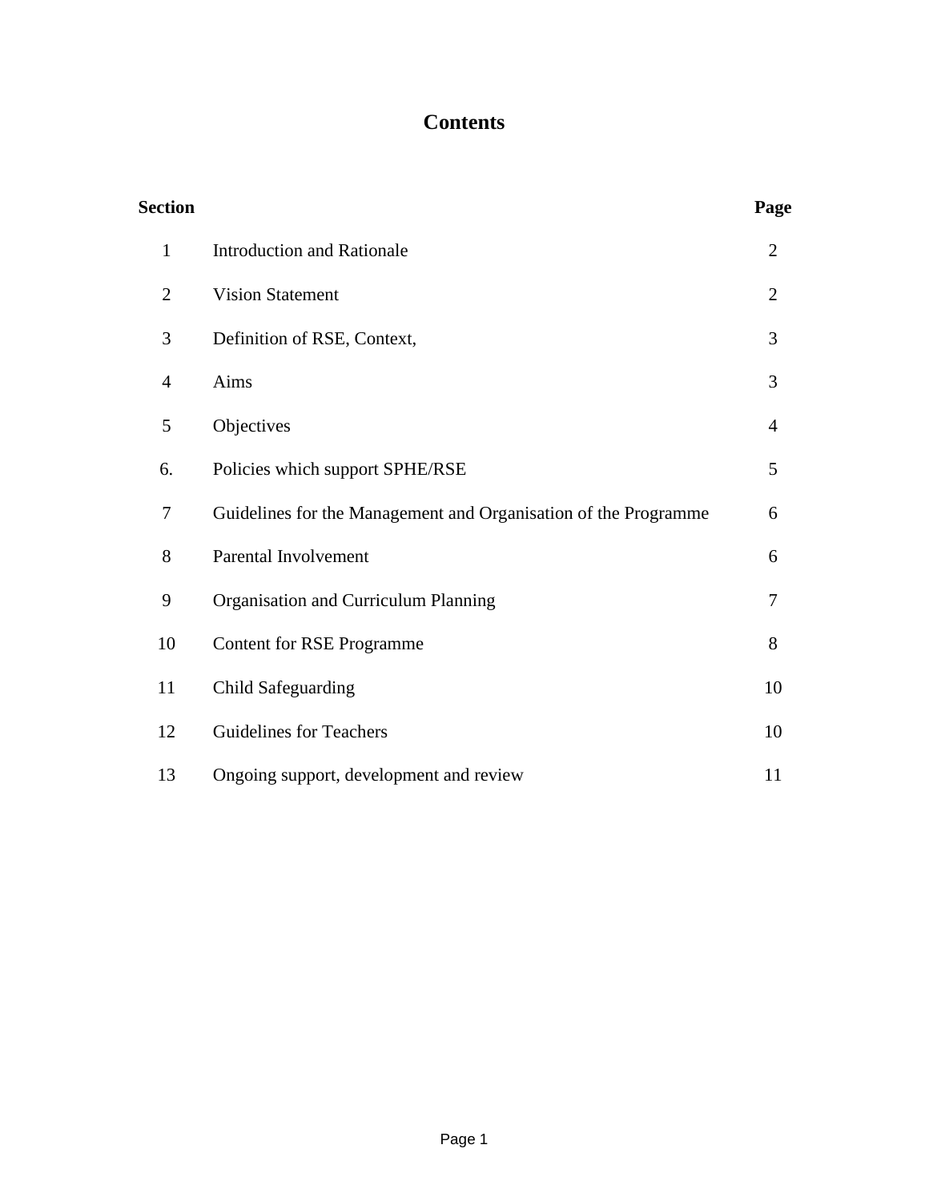# Contents

| Section | | Page |
|---|---|---|
| 1 | Introduction and Rationale | 2 |
| 2 | Vision Statement | 2 |
| 3 | Definition of RSE, Context, | 3 |
| 4 | Aims | 3 |
| 5 | Objectives | 4 |
| 6. | Policies which support SPHE/RSE | 5 |
| 7 | Guidelines for the Management and Organisation of the Programme | 6 |
| 8 | Parental Involvement | 6 |
| 9 | Organisation and Curriculum Planning | 7 |
| 10 | Content for RSE Programme | 8 |
| 11 | Child Safeguarding | 10 |
| 12 | Guidelines for Teachers | 10 |
| 13 | Ongoing support, development and review | 11 |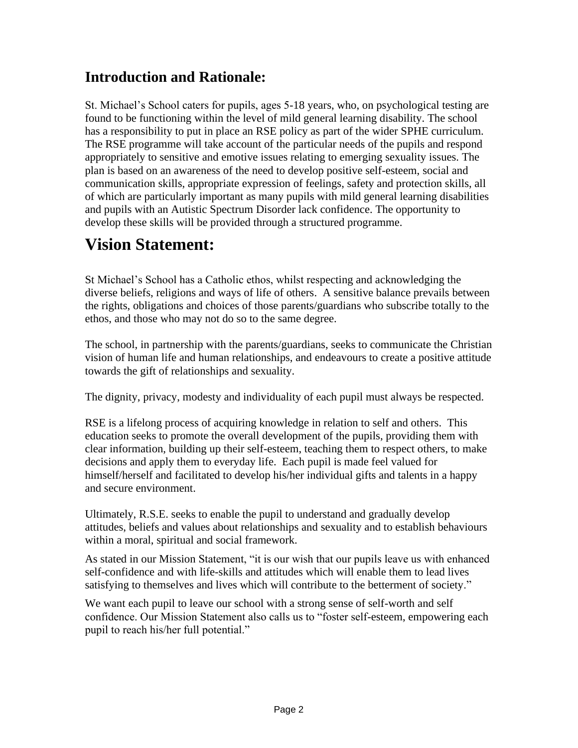## Introduction and Rationale:

St. Michael's School caters for pupils, ages 5-18 years, who, on psychological testing are found to be functioning within the level of mild general learning disability. The school has a responsibility to put in place an RSE policy as part of the wider SPHE curriculum. The RSE programme will take account of the particular needs of the pupils and respond appropriately to sensitive and emotive issues relating to emerging sexuality issues. The plan is based on an awareness of the need to develop positive self-esteem, social and communication skills, appropriate expression of feelings, safety and protection skills, all of which are particularly important as many pupils with mild general learning disabilities and pupils with an Autistic Spectrum Disorder lack confidence. The opportunity to develop these skills will be provided through a structured programme.

# Vision Statement:

St Michael's School has a Catholic ethos, whilst respecting and acknowledging the diverse beliefs, religions and ways of life of others. A sensitive balance prevails between the rights, obligations and choices of those parents/guardians who subscribe totally to the ethos, and those who may not do so to the same degree.

The school, in partnership with the parents/guardians, seeks to communicate the Christian vision of human life and human relationships, and endeavours to create a positive attitude towards the gift of relationships and sexuality.

The dignity, privacy, modesty and individuality of each pupil must always be respected.

RSE is a lifelong process of acquiring knowledge in relation to self and others. This education seeks to promote the overall development of the pupils, providing them with clear information, building up their self-esteem, teaching them to respect others, to make decisions and apply them to everyday life. Each pupil is made feel valued for himself/herself and facilitated to develop his/her individual gifts and talents in a happy and secure environment.

Ultimately, R.S.E. seeks to enable the pupil to understand and gradually develop attitudes, beliefs and values about relationships and sexuality and to establish behaviours within a moral, spiritual and social framework.

As stated in our Mission Statement, "it is our wish that our pupils leave us with enhanced self-confidence and with life-skills and attitudes which will enable them to lead lives satisfying to themselves and lives which will contribute to the betterment of society."

We want each pupil to leave our school with a strong sense of self-worth and self confidence. Our Mission Statement also calls us to "foster self-esteem, empowering each pupil to reach his/her full potential."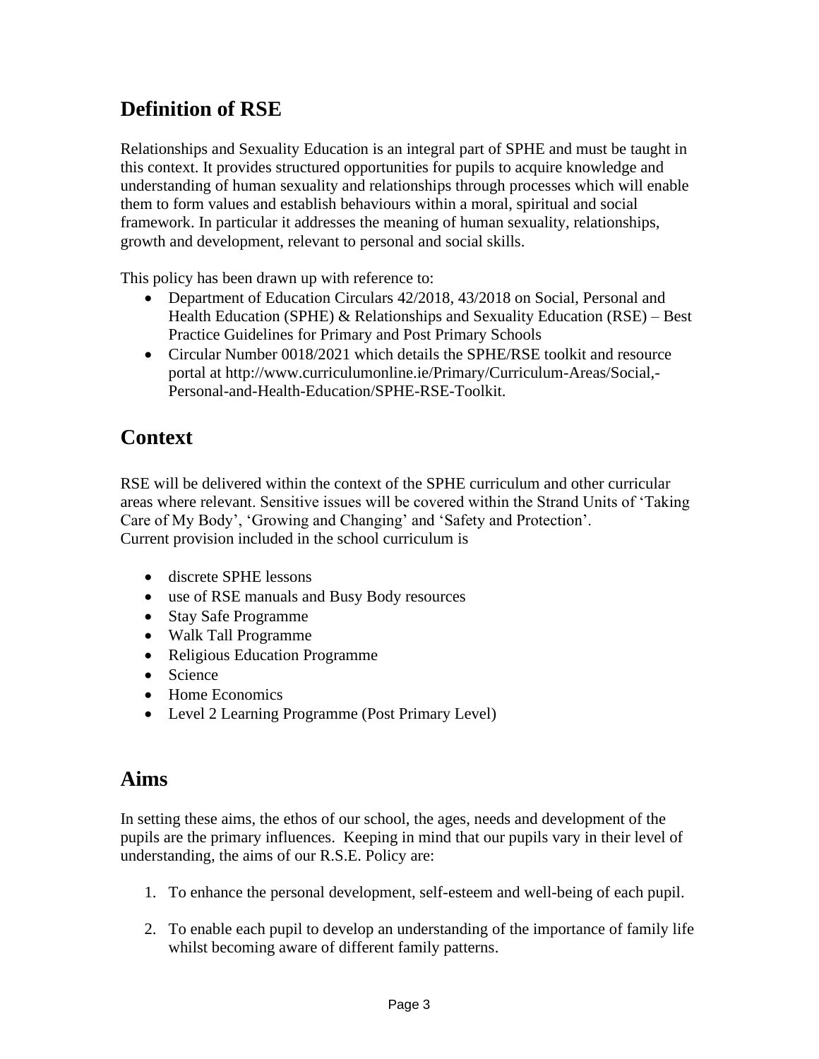## Definition of RSE

Relationships and Sexuality Education is an integral part of SPHE and must be taught in this context. It provides structured opportunities for pupils to acquire knowledge and understanding of human sexuality and relationships through processes which will enable them to form values and establish behaviours within a moral, spiritual and social framework. In particular it addresses the meaning of human sexuality, relationships, growth and development, relevant to personal and social skills.

This policy has been drawn up with reference to:

- Department of Education Circulars 42/2018, 43/2018 on Social, Personal and Health Education (SPHE) & Relationships and Sexuality Education (RSE) – Best Practice Guidelines for Primary and Post Primary Schools
- Circular Number 0018/2021 which details the SPHE/RSE toolkit and resource portal at http://www.curriculumonline.ie/Primary/Curriculum-Areas/Social,-Personal-and-Health-Education/SPHE-RSE-Toolkit.

## Context

RSE will be delivered within the context of the SPHE curriculum and other curricular areas where relevant. Sensitive issues will be covered within the Strand Units of 'Taking Care of My Body', 'Growing and Changing' and 'Safety and Protection'.
Current provision included in the school curriculum is

- discrete SPHE lessons
- use of RSE manuals and Busy Body resources
- Stay Safe Programme
- Walk Tall Programme
- Religious Education Programme
- Science
- Home Economics
- Level 2 Learning Programme (Post Primary Level)

## Aims

In setting these aims, the ethos of our school, the ages, needs and development of the pupils are the primary influences. Keeping in mind that our pupils vary in their level of understanding, the aims of our R.S.E. Policy are:

1. To enhance the personal development, self-esteem and well-being of each pupil.

2. To enable each pupil to develop an understanding of the importance of family life whilst becoming aware of different family patterns.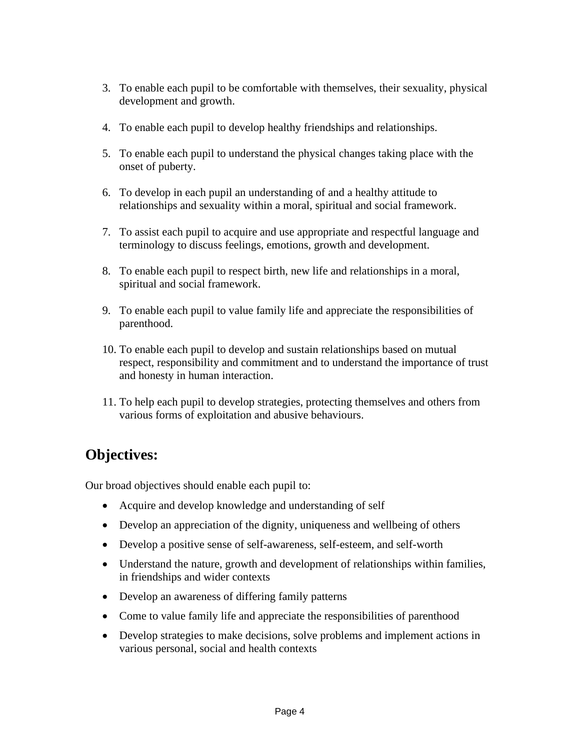3. To enable each pupil to be comfortable with themselves, their sexuality, physical development and growth.

4. To enable each pupil to develop healthy friendships and relationships.

5. To enable each pupil to understand the physical changes taking place with the onset of puberty.

6. To develop in each pupil an understanding of and a healthy attitude to relationships and sexuality within a moral, spiritual and social framework.

7. To assist each pupil to acquire and use appropriate and respectful language and terminology to discuss feelings, emotions, growth and development.

8. To enable each pupil to respect birth, new life and relationships in a moral, spiritual and social framework.

9. To enable each pupil to value family life and appreciate the responsibilities of parenthood.

10. To enable each pupil to develop and sustain relationships based on mutual respect, responsibility and commitment and to understand the importance of trust and honesty in human interaction.

11. To help each pupil to develop strategies, protecting themselves and others from various forms of exploitation and abusive behaviours.

## Objectives:

Our broad objectives should enable each pupil to:

- Acquire and develop knowledge and understanding of self
- Develop an appreciation of the dignity, uniqueness and wellbeing of others
- Develop a positive sense of self-awareness, self-esteem, and self-worth
- Understand the nature, growth and development of relationships within families, in friendships and wider contexts
- Develop an awareness of differing family patterns
- Come to value family life and appreciate the responsibilities of parenthood
- Develop strategies to make decisions, solve problems and implement actions in various personal, social and health contexts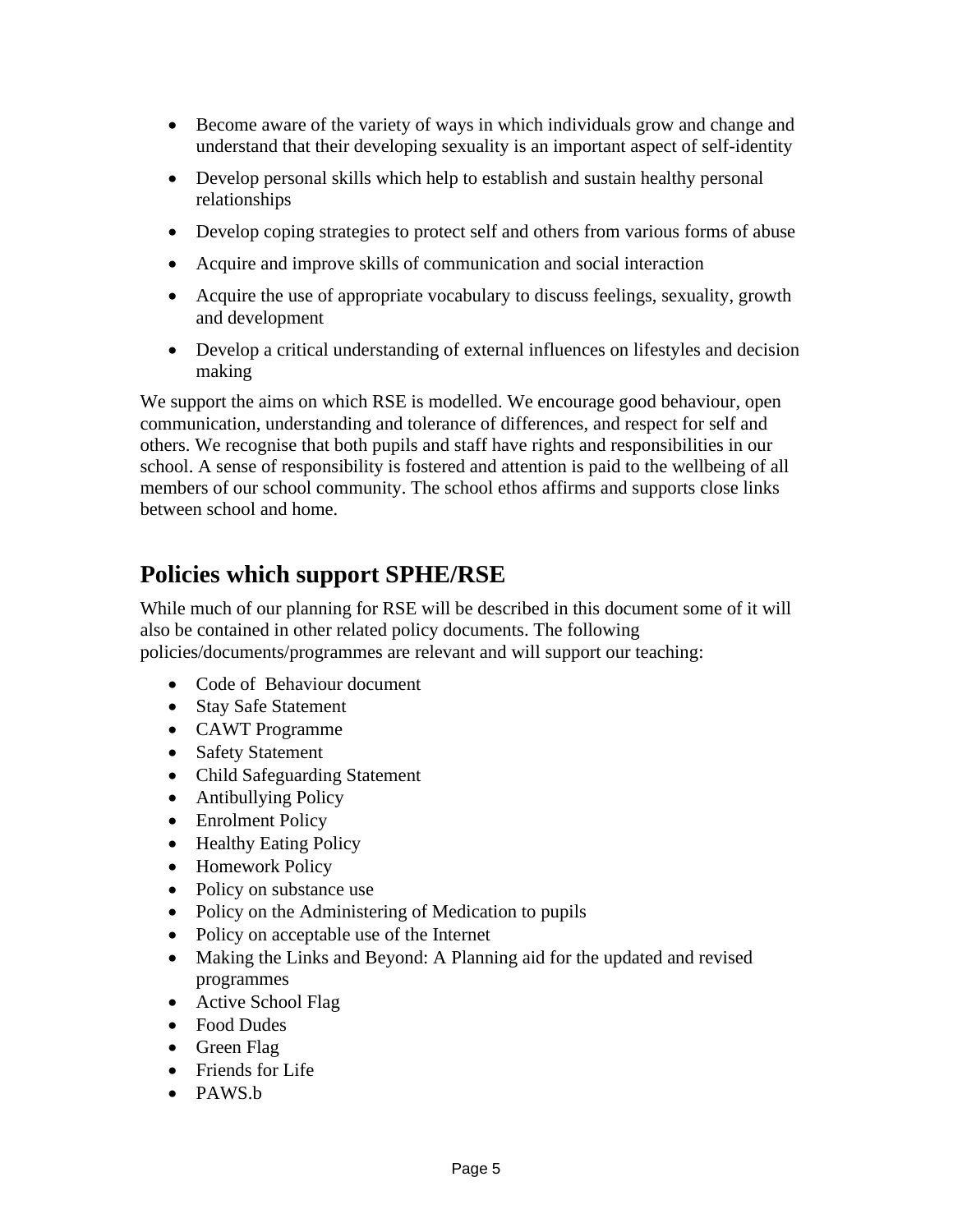- Become aware of the variety of ways in which individuals grow and change and understand that their developing sexuality is an important aspect of self-identity
- Develop personal skills which help to establish and sustain healthy personal relationships
- Develop coping strategies to protect self and others from various forms of abuse
- Acquire and improve skills of communication and social interaction
- Acquire the use of appropriate vocabulary to discuss feelings, sexuality, growth and development
- Develop a critical understanding of external influences on lifestyles and decision making

We support the aims on which RSE is modelled. We encourage good behaviour, open communication, understanding and tolerance of differences, and respect for self and others. We recognise that both pupils and staff have rights and responsibilities in our school. A sense of responsibility is fostered and attention is paid to the wellbeing of all members of our school community. The school ethos affirms and supports close links between school and home.

## Policies which support SPHE/RSE

While much of our planning for RSE will be described in this document some of it will also be contained in other related policy documents. The following policies/documents/programmes are relevant and will support our teaching:

- Code of Behaviour document
- Stay Safe Statement
- CAWT Programme
- Safety Statement
- Child Safeguarding Statement
- Antibullying Policy
- Enrolment Policy
- Healthy Eating Policy
- Homework Policy
- Policy on substance use
- Policy on the Administering of Medication to pupils
- Policy on acceptable use of the Internet
- Making the Links and Beyond: A Planning aid for the updated and revised programmes
- Active School Flag
- Food Dudes
- Green Flag
- Friends for Life
- PAWS.b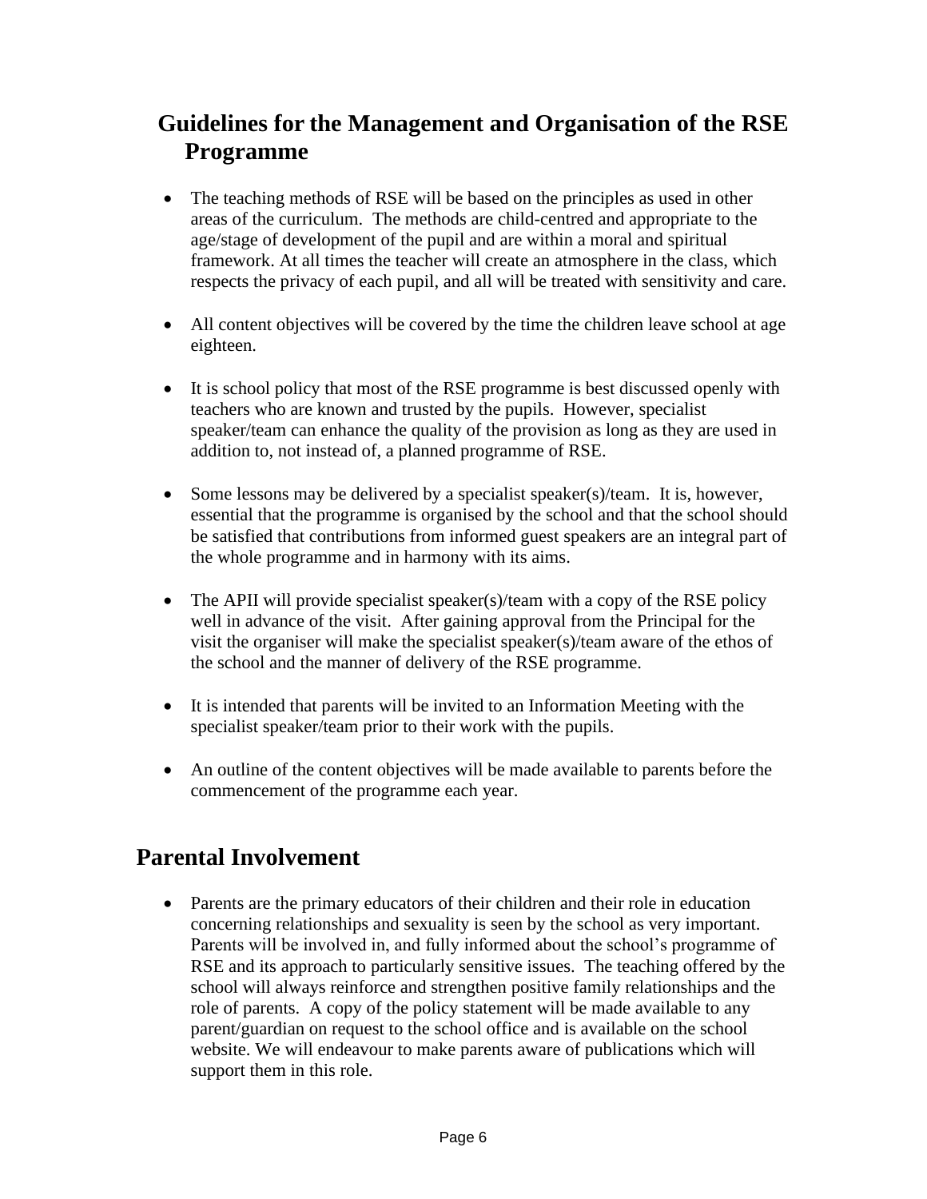## Guidelines for the Management and Organisation of the RSE Programme

- The teaching methods of RSE will be based on the principles as used in other areas of the curriculum. The methods are child-centred and appropriate to the age/stage of development of the pupil and are within a moral and spiritual framework. At all times the teacher will create an atmosphere in the class, which respects the privacy of each pupil, and all will be treated with sensitivity and care.

- All content objectives will be covered by the time the children leave school at age eighteen.

- It is school policy that most of the RSE programme is best discussed openly with teachers who are known and trusted by the pupils. However, specialist speaker/team can enhance the quality of the provision as long as they are used in addition to, not instead of, a planned programme of RSE.

- Some lessons may be delivered by a specialist speaker(s)/team. It is, however, essential that the programme is organised by the school and that the school should be satisfied that contributions from informed guest speakers are an integral part of the whole programme and in harmony with its aims.

- The APII will provide specialist speaker(s)/team with a copy of the RSE policy well in advance of the visit. After gaining approval from the Principal for the visit the organiser will make the specialist speaker(s)/team aware of the ethos of the school and the manner of delivery of the RSE programme.

- It is intended that parents will be invited to an Information Meeting with the specialist speaker/team prior to their work with the pupils.

- An outline of the content objectives will be made available to parents before the commencement of the programme each year.

## Parental Involvement

- Parents are the primary educators of their children and their role in education concerning relationships and sexuality is seen by the school as very important. Parents will be involved in, and fully informed about the school's programme of RSE and its approach to particularly sensitive issues. The teaching offered by the school will always reinforce and strengthen positive family relationships and the role of parents. A copy of the policy statement will be made available to any parent/guardian on request to the school office and is available on the school website. We will endeavour to make parents aware of publications which will support them in this role.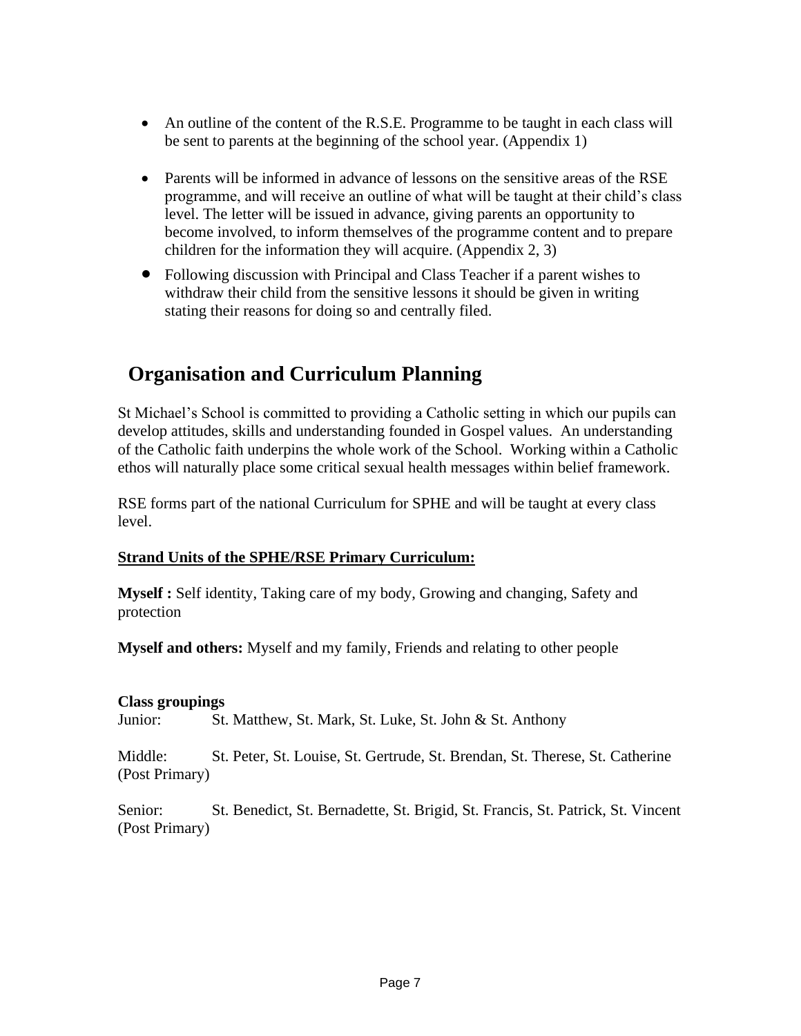- An outline of the content of the R.S.E. Programme to be taught in each class will be sent to parents at the beginning of the school year. (Appendix 1)
- Parents will be informed in advance of lessons on the sensitive areas of the RSE programme, and will receive an outline of what will be taught at their child's class level. The letter will be issued in advance, giving parents an opportunity to become involved, to inform themselves of the programme content and to prepare children for the information they will acquire. (Appendix 2, 3)
- Following discussion with Principal and Class Teacher if a parent wishes to withdraw their child from the sensitive lessons it should be given in writing stating their reasons for doing so and centrally filed.

## Organisation and Curriculum Planning

St Michael's School is committed to providing a Catholic setting in which our pupils can develop attitudes, skills and understanding founded in Gospel values. An understanding of the Catholic faith underpins the whole work of the School. Working within a Catholic ethos will naturally place some critical sexual health messages within belief framework.

RSE forms part of the national Curriculum for SPHE and will be taught at every class level.

**Strand Units of the SPHE/RSE Primary Curriculum:**

**Myself :** Self identity, Taking care of my body, Growing and changing, Safety and protection

**Myself and others:** Myself and my family, Friends and relating to other people

**Class groupings**

Junior: St. Matthew, St. Mark, St. Luke, St. John & St. Anthony

Middle: St. Peter, St. Louise, St. Gertrude, St. Brendan, St. Therese, St. Catherine (Post Primary)

Senior: St. Benedict, St. Bernadette, St. Brigid, St. Francis, St. Patrick, St. Vincent (Post Primary)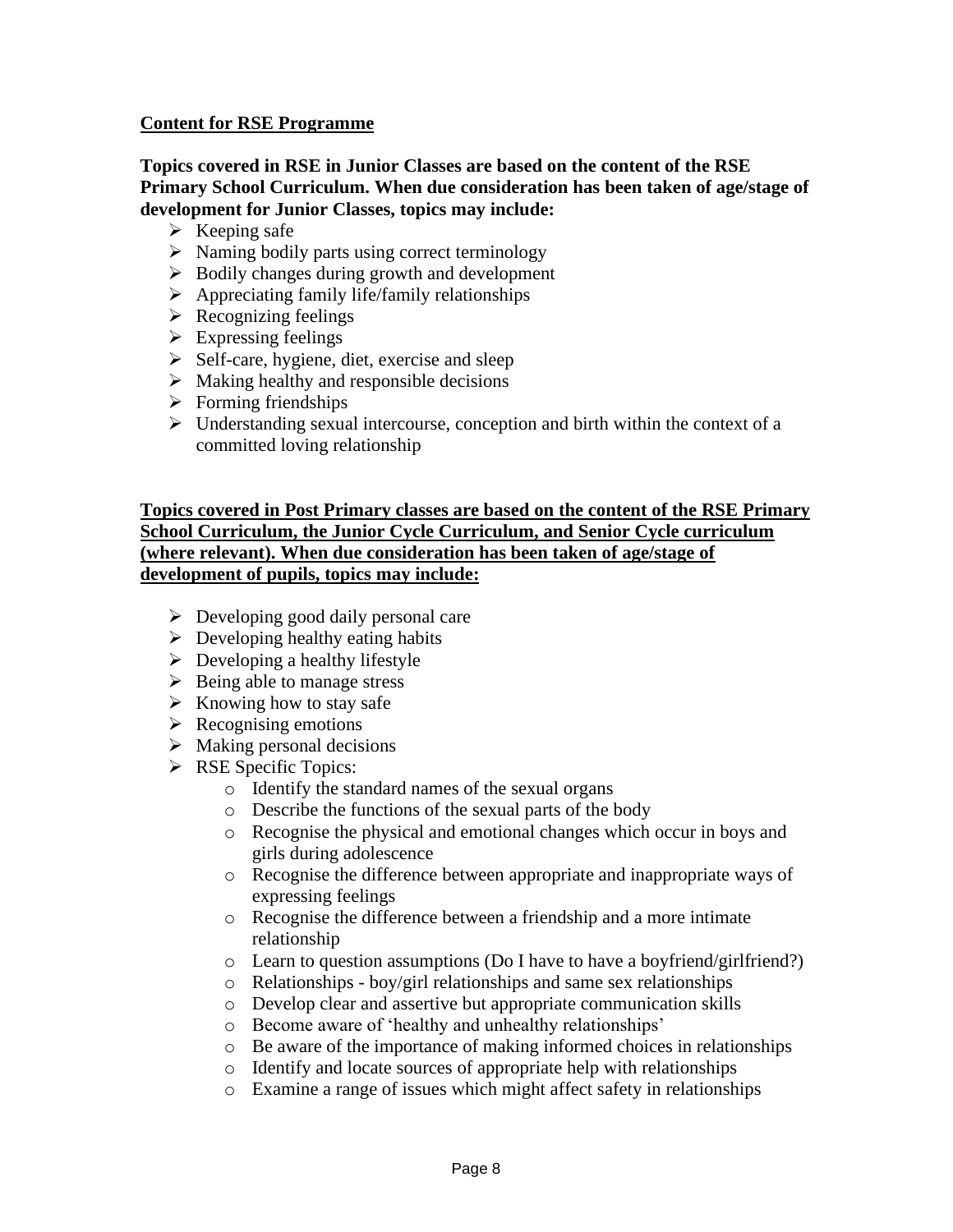## Content for RSE Programme

**Topics covered in RSE in Junior Classes are based on the content of the RSE Primary School Curriculum. When due consideration has been taken of age/stage of development for Junior Classes, topics may include:**

- Keeping safe
- Naming bodily parts using correct terminology
- Bodily changes during growth and development
- Appreciating family life/family relationships
- Recognizing feelings
- Expressing feelings
- Self-care, hygiene, diet, exercise and sleep
- Making healthy and responsible decisions
- Forming friendships
- Understanding sexual intercourse, conception and birth within the context of a committed loving relationship

**Topics covered in Post Primary classes are based on the content of the RSE Primary School Curriculum, the Junior Cycle Curriculum, and Senior Cycle curriculum (where relevant). When due consideration has been taken of age/stage of development of pupils, topics may include:**

- Developing good daily personal care
- Developing healthy eating habits
- Developing a healthy lifestyle
- Being able to manage stress
- Knowing how to stay safe
- Recognising emotions
- Making personal decisions
- RSE Specific Topics:
  - Identify the standard names of the sexual organs
  - Describe the functions of the sexual parts of the body
  - Recognise the physical and emotional changes which occur in boys and girls during adolescence
  - Recognise the difference between appropriate and inappropriate ways of expressing feelings
  - Recognise the difference between a friendship and a more intimate relationship
  - Learn to question assumptions (Do I have to have a boyfriend/girlfriend?)
  - Relationships - boy/girl relationships and same sex relationships
  - Develop clear and assertive but appropriate communication skills
  - Become aware of 'healthy and unhealthy relationships'
  - Be aware of the importance of making informed choices in relationships
  - Identify and locate sources of appropriate help with relationships
  - Examine a range of issues which might affect safety in relationships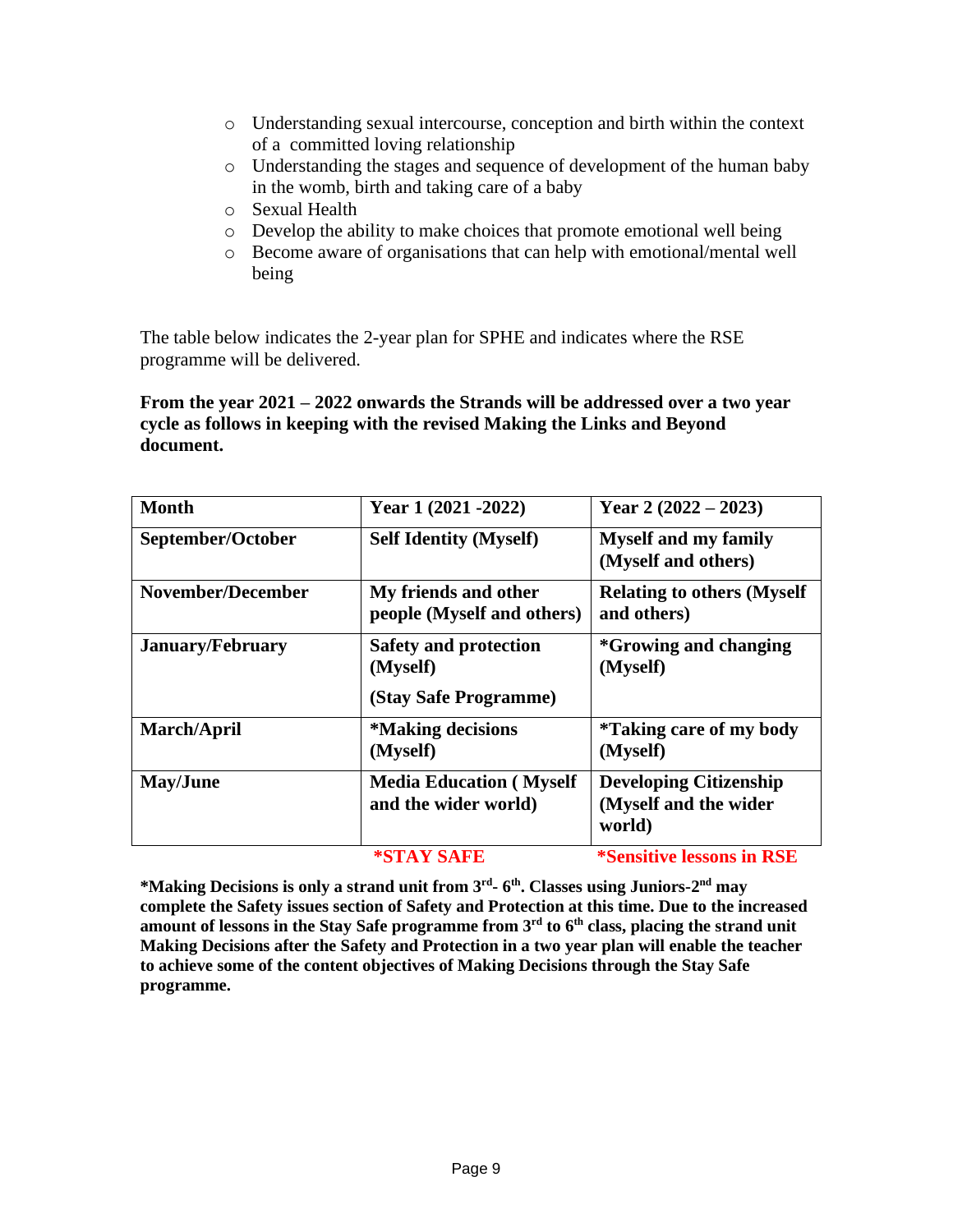- Understanding sexual intercourse, conception and birth within the context of a committed loving relationship
- Understanding the stages and sequence of development of the human baby in the womb, birth and taking care of a baby
- Sexual Health
- Develop the ability to make choices that promote emotional well being
- Become aware of organisations that can help with emotional/mental well being

The table below indicates the 2-year plan for SPHE and indicates where the RSE programme will be delivered.

**From the year 2021 – 2022 onwards the Strands will be addressed over a two year cycle as follows in keeping with the revised Making the Links and Beyond document.**

| Month | Year 1 (2021 -2022) | Year 2 (2022 – 2023) |
|---|---|---|
| **September/October** | **Self Identity (Myself)** | **Myself and my family (Myself and others)** |
| **November/December** | **My friends and other people (Myself and others)** | **Relating to others (Myself and others)** |
| **January/February** | **Safety and protection (Myself)**<br>**(Stay Safe Programme)** | ***Growing and changing (Myself)** |
| **March/April** | ***Making decisions (Myself)** | ***Taking care of my body (Myself)** |
| **May/June** | **Media Education ( Myself and the wider world)** | **Developing Citizenship (Myself and the wider world)** |
| | ***STAY SAFE** | ***Sensitive lessons in RSE** |

**\*Making Decisions is only a strand unit from 3rd- 6th. Classes using Juniors-2nd may complete the Safety issues section of Safety and Protection at this time. Due to the increased amount of lessons in the Stay Safe programme from 3rd to 6th class, placing the strand unit Making Decisions after the Safety and Protection in a two year plan will enable the teacher to achieve some of the content objectives of Making Decisions through the Stay Safe programme.**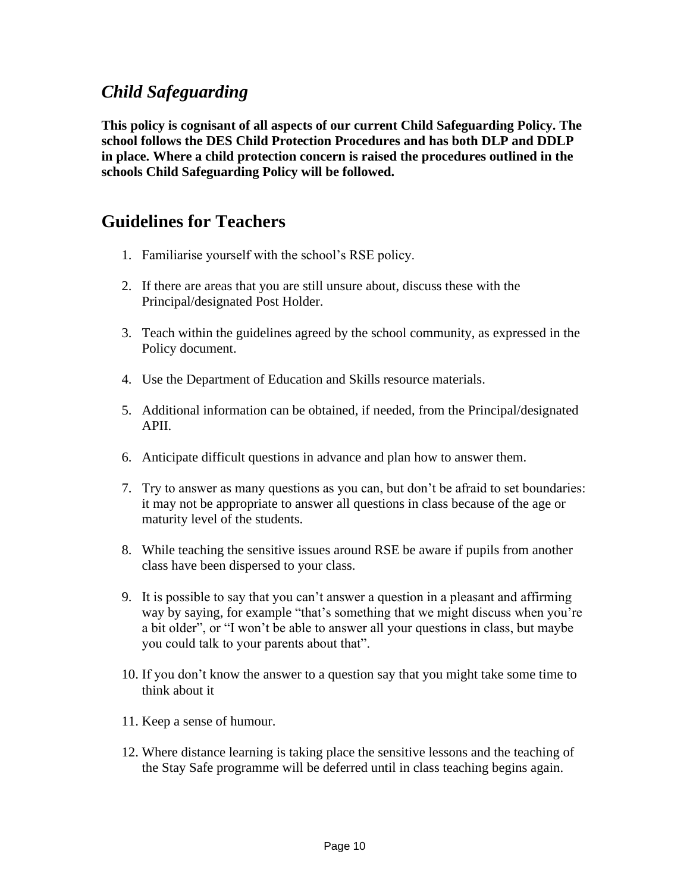## *Child Safeguarding*

**This policy is cognisant of all aspects of our current Child Safeguarding Policy. The school follows the DES Child Protection Procedures and has both DLP and DDLP in place. Where a child protection concern is raised the procedures outlined in the schools Child Safeguarding Policy will be followed.**

# Guidelines for Teachers

1. Familiarise yourself with the school's RSE policy.
2. If there are areas that you are still unsure about, discuss these with the Principal/designated Post Holder.
3. Teach within the guidelines agreed by the school community, as expressed in the Policy document.
4. Use the Department of Education and Skills resource materials.
5. Additional information can be obtained, if needed, from the Principal/designated APII.
6. Anticipate difficult questions in advance and plan how to answer them.
7. Try to answer as many questions as you can, but don't be afraid to set boundaries: it may not be appropriate to answer all questions in class because of the age or maturity level of the students.
8. While teaching the sensitive issues around RSE be aware if pupils from another class have been dispersed to your class.
9. It is possible to say that you can't answer a question in a pleasant and affirming way by saying, for example "that's something that we might discuss when you're a bit older", or "I won't be able to answer all your questions in class, but maybe you could talk to your parents about that".
10. If you don't know the answer to a question say that you might take some time to think about it
11. Keep a sense of humour.
12. Where distance learning is taking place the sensitive lessons and the teaching of the Stay Safe programme will be deferred until in class teaching begins again.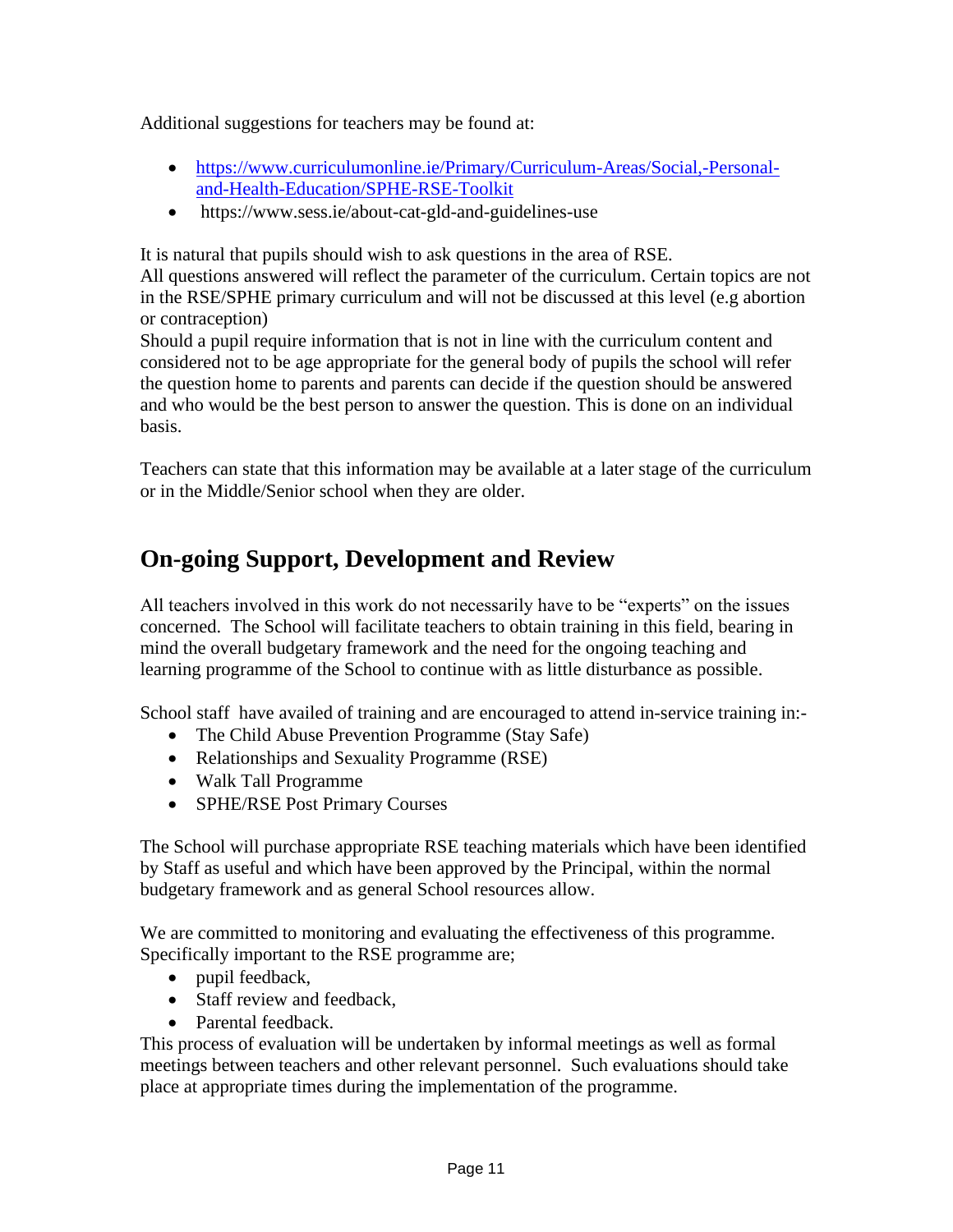Additional suggestions for teachers may be found at:

- [https://www.curriculumonline.ie/Primary/Curriculum-Areas/Social,-Personal-and-Health-Education/SPHE-RSE-Toolkit](https://www.curriculumonline.ie/Primary/Curriculum-Areas/Social,-Personal-and-Health-Education/SPHE-RSE-Toolkit)
- https://www.sess.ie/about-cat-gld-and-guidelines-use

It is natural that pupils should wish to ask questions in the area of RSE.
All questions answered will reflect the parameter of the curriculum. Certain topics are not in the RSE/SPHE primary curriculum and will not be discussed at this level (e.g abortion or contraception)
Should a pupil require information that is not in line with the curriculum content and considered not to be age appropriate for the general body of pupils the school will refer the question home to parents and parents can decide if the question should be answered and who would be the best person to answer the question. This is done on an individual basis.

Teachers can state that this information may be available at a later stage of the curriculum or in the Middle/Senior school when they are older.

## On-going Support, Development and Review

All teachers involved in this work do not necessarily have to be "experts" on the issues concerned. The School will facilitate teachers to obtain training in this field, bearing in mind the overall budgetary framework and the need for the ongoing teaching and learning programme of the School to continue with as little disturbance as possible.

School staff have availed of training and are encouraged to attend in-service training in:-

- The Child Abuse Prevention Programme (Stay Safe)
- Relationships and Sexuality Programme (RSE)
- Walk Tall Programme
- SPHE/RSE Post Primary Courses

The School will purchase appropriate RSE teaching materials which have been identified by Staff as useful and which have been approved by the Principal, within the normal budgetary framework and as general School resources allow.

We are committed to monitoring and evaluating the effectiveness of this programme. Specifically important to the RSE programme are;

- pupil feedback,
- Staff review and feedback,
- Parental feedback.

This process of evaluation will be undertaken by informal meetings as well as formal meetings between teachers and other relevant personnel. Such evaluations should take place at appropriate times during the implementation of the programme.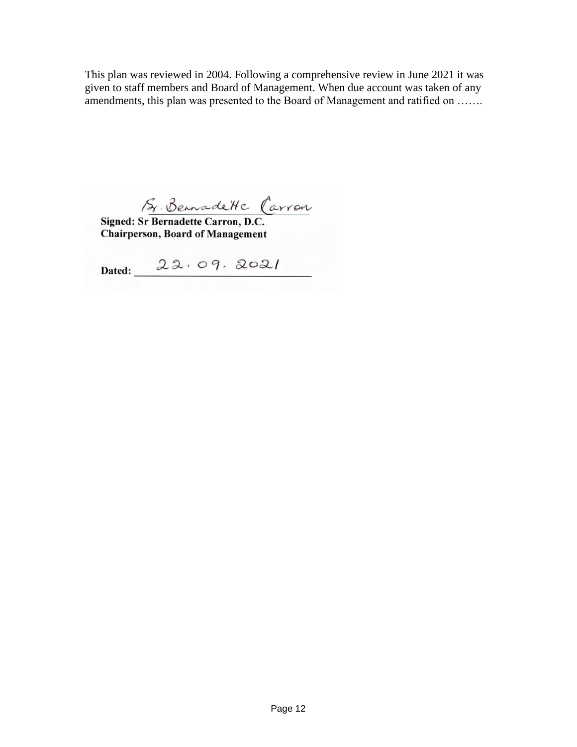This plan was reviewed in 2004. Following a comprehensive review in June 2021 it was given to staff members and Board of Management. When due account was taken of any amendments, this plan was presented to the Board of Management and ratified on …….

Sr. Bernadette Carron

**Signed: Sr Bernadette Carron, D.C.**
**Chairperson, Board of Management**

**Dated:** 22. 09. 2021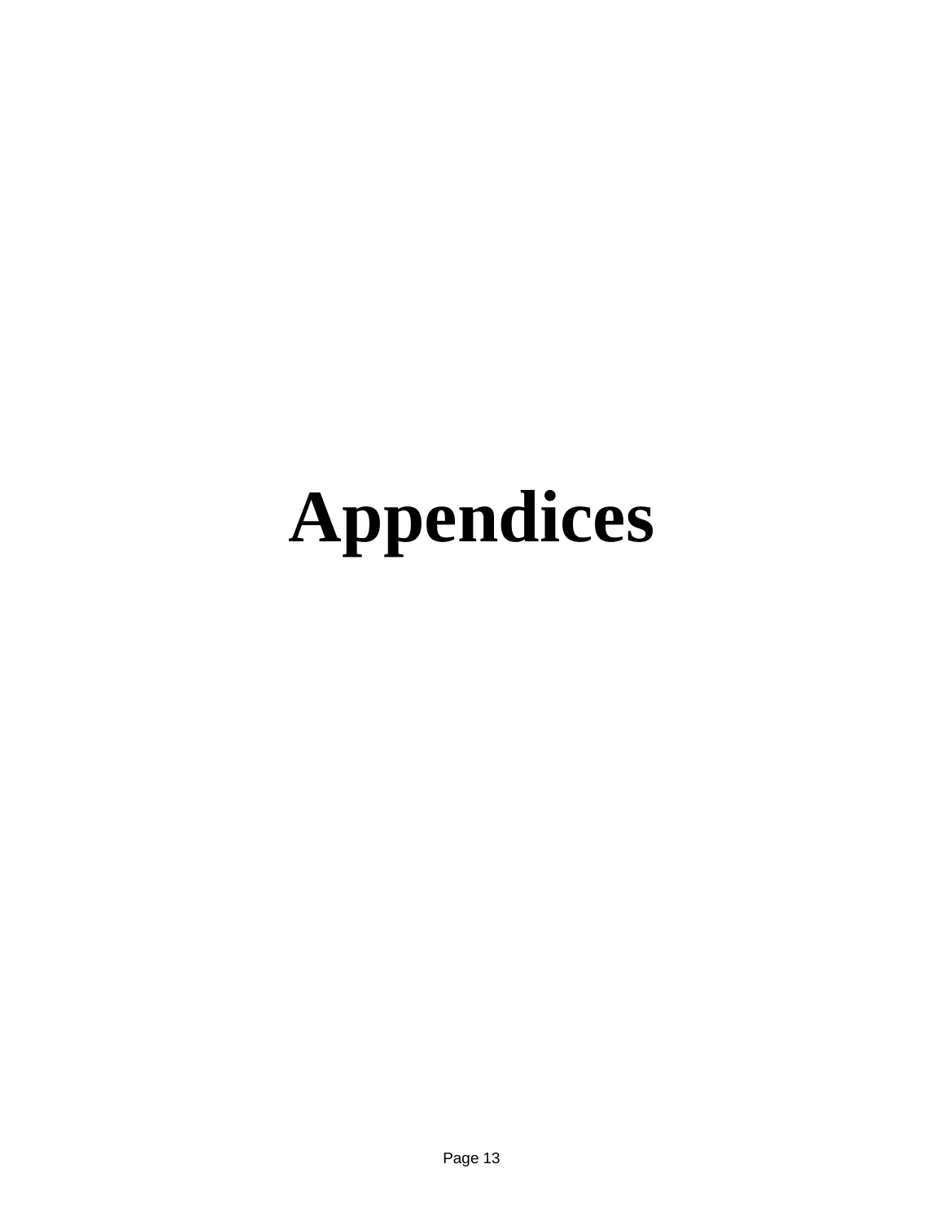# Appendices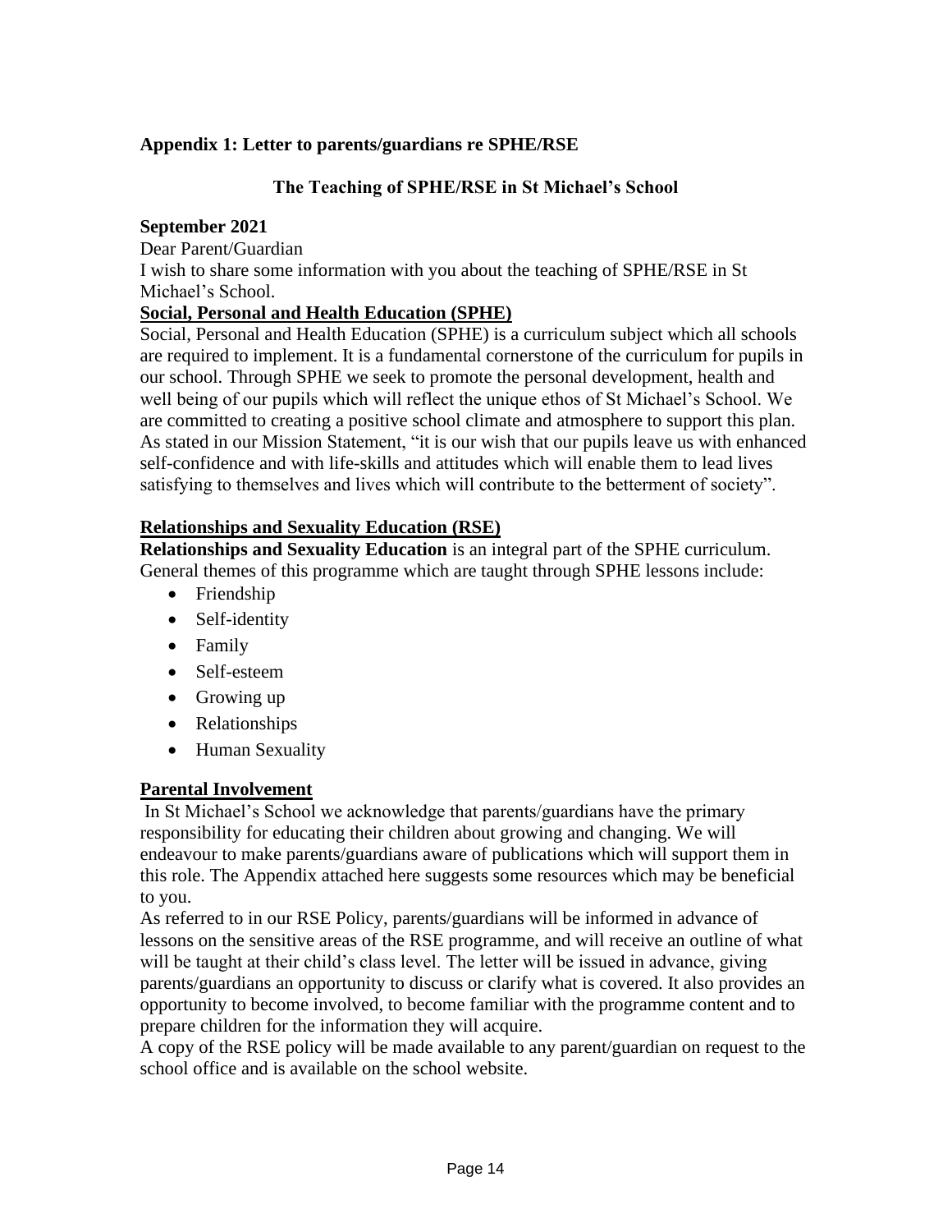## Appendix 1: Letter to parents/guardians re SPHE/RSE

### The Teaching of SPHE/RSE in St Michael's School

**September 2021**

Dear Parent/Guardian

I wish to share some information with you about the teaching of SPHE/RSE in St Michael's School.

**Social, Personal and Health Education (SPHE)**

Social, Personal and Health Education (SPHE) is a curriculum subject which all schools are required to implement. It is a fundamental cornerstone of the curriculum for pupils in our school. Through SPHE we seek to promote the personal development, health and well being of our pupils which will reflect the unique ethos of St Michael's School. We are committed to creating a positive school climate and atmosphere to support this plan. As stated in our Mission Statement, "it is our wish that our pupils leave us with enhanced self-confidence and with life-skills and attitudes which will enable them to lead lives satisfying to themselves and lives which will contribute to the betterment of society".

**Relationships and Sexuality Education (RSE)**

**Relationships and Sexuality Education** is an integral part of the SPHE curriculum. General themes of this programme which are taught through SPHE lessons include:

- Friendship
- Self-identity
- Family
- Self-esteem
- Growing up
- Relationships
- Human Sexuality

**Parental Involvement**

In St Michael's School we acknowledge that parents/guardians have the primary responsibility for educating their children about growing and changing. We will endeavour to make parents/guardians aware of publications which will support them in this role. The Appendix attached here suggests some resources which may be beneficial to you.

As referred to in our RSE Policy, parents/guardians will be informed in advance of lessons on the sensitive areas of the RSE programme, and will receive an outline of what will be taught at their child's class level. The letter will be issued in advance, giving parents/guardians an opportunity to discuss or clarify what is covered. It also provides an opportunity to become involved, to become familiar with the programme content and to prepare children for the information they will acquire.

A copy of the RSE policy will be made available to any parent/guardian on request to the school office and is available on the school website.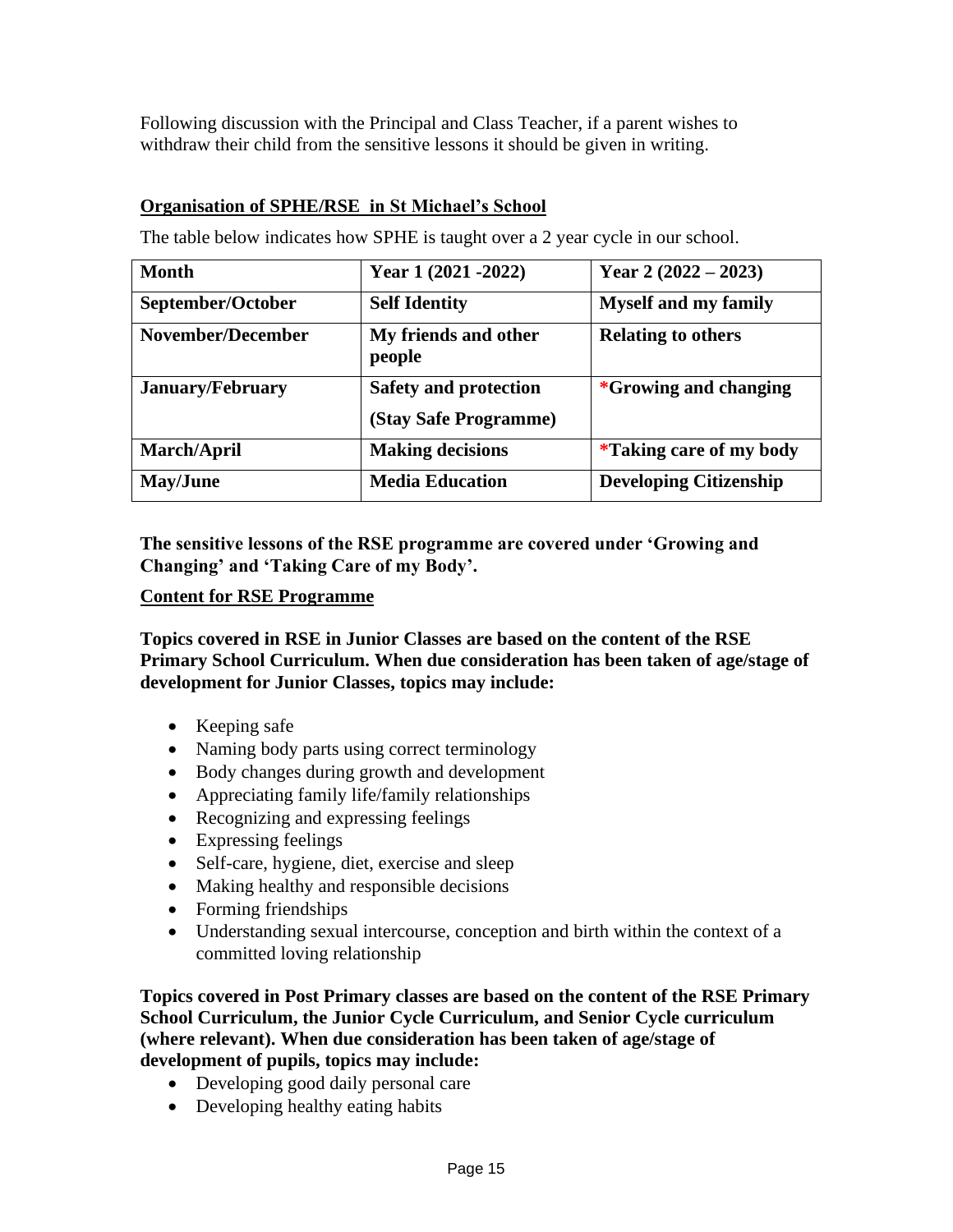Following discussion with the Principal and Class Teacher, if a parent wishes to withdraw their child from the sensitive lessons it should be given in writing.

**Organisation of SPHE/RSE in St Michael's School**

The table below indicates how SPHE is taught over a 2 year cycle in our school.

| Month | Year 1 (2021 -2022) | Year 2 (2022 – 2023) |
|---|---|---|
| **September/October** | **Self Identity** | **Myself and my family** |
| **November/December** | **My friends and other people** | **Relating to others** |
| **January/February** | **Safety and protection (Stay Safe Programme)** | ***Growing and changing** |
| **March/April** | **Making decisions** | ***Taking care of my body** |
| **May/June** | **Media Education** | **Developing Citizenship** |

**The sensitive lessons of the RSE programme are covered under 'Growing and Changing' and 'Taking Care of my Body'.**

**Content for RSE Programme**

**Topics covered in RSE in Junior Classes are based on the content of the RSE Primary School Curriculum. When due consideration has been taken of age/stage of development for Junior Classes, topics may include:**

- Keeping safe
- Naming body parts using correct terminology
- Body changes during growth and development
- Appreciating family life/family relationships
- Recognizing and expressing feelings
- Expressing feelings
- Self-care, hygiene, diet, exercise and sleep
- Making healthy and responsible decisions
- Forming friendships
- Understanding sexual intercourse, conception and birth within the context of a committed loving relationship

**Topics covered in Post Primary classes are based on the content of the RSE Primary School Curriculum, the Junior Cycle Curriculum, and Senior Cycle curriculum (where relevant). When due consideration has been taken of age/stage of development of pupils, topics may include:**

- Developing good daily personal care
- Developing healthy eating habits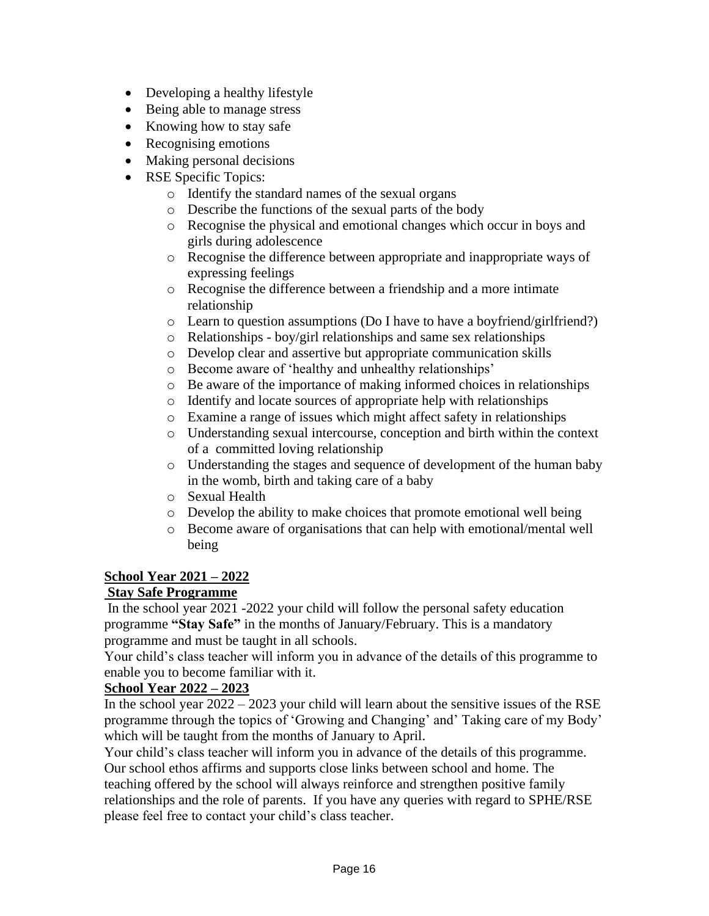- Developing a healthy lifestyle
- Being able to manage stress
- Knowing how to stay safe
- Recognising emotions
- Making personal decisions
- RSE Specific Topics:
  - Identify the standard names of the sexual organs
  - Describe the functions of the sexual parts of the body
  - Recognise the physical and emotional changes which occur in boys and girls during adolescence
  - Recognise the difference between appropriate and inappropriate ways of expressing feelings
  - Recognise the difference between a friendship and a more intimate relationship
  - Learn to question assumptions (Do I have to have a boyfriend/girlfriend?)
  - Relationships - boy/girl relationships and same sex relationships
  - Develop clear and assertive but appropriate communication skills
  - Become aware of 'healthy and unhealthy relationships'
  - Be aware of the importance of making informed choices in relationships
  - Identify and locate sources of appropriate help with relationships
  - Examine a range of issues which might affect safety in relationships
  - Understanding sexual intercourse, conception and birth within the context of a committed loving relationship
  - Understanding the stages and sequence of development of the human baby in the womb, birth and taking care of a baby
  - Sexual Health
  - Develop the ability to make choices that promote emotional well being
  - Become aware of organisations that can help with emotional/mental well being

**School Year 2021 – 2022**

**Stay Safe Programme**

In the school year 2021 -2022 your child will follow the personal safety education programme **"Stay Safe"** in the months of January/February. This is a mandatory programme and must be taught in all schools.

Your child's class teacher will inform you in advance of the details of this programme to enable you to become familiar with it.

**School Year 2022 – 2023**

In the school year 2022 – 2023 your child will learn about the sensitive issues of the RSE programme through the topics of 'Growing and Changing' and' Taking care of my Body' which will be taught from the months of January to April.

Your child's class teacher will inform you in advance of the details of this programme. Our school ethos affirms and supports close links between school and home. The teaching offered by the school will always reinforce and strengthen positive family relationships and the role of parents. If you have any queries with regard to SPHE/RSE please feel free to contact your child's class teacher.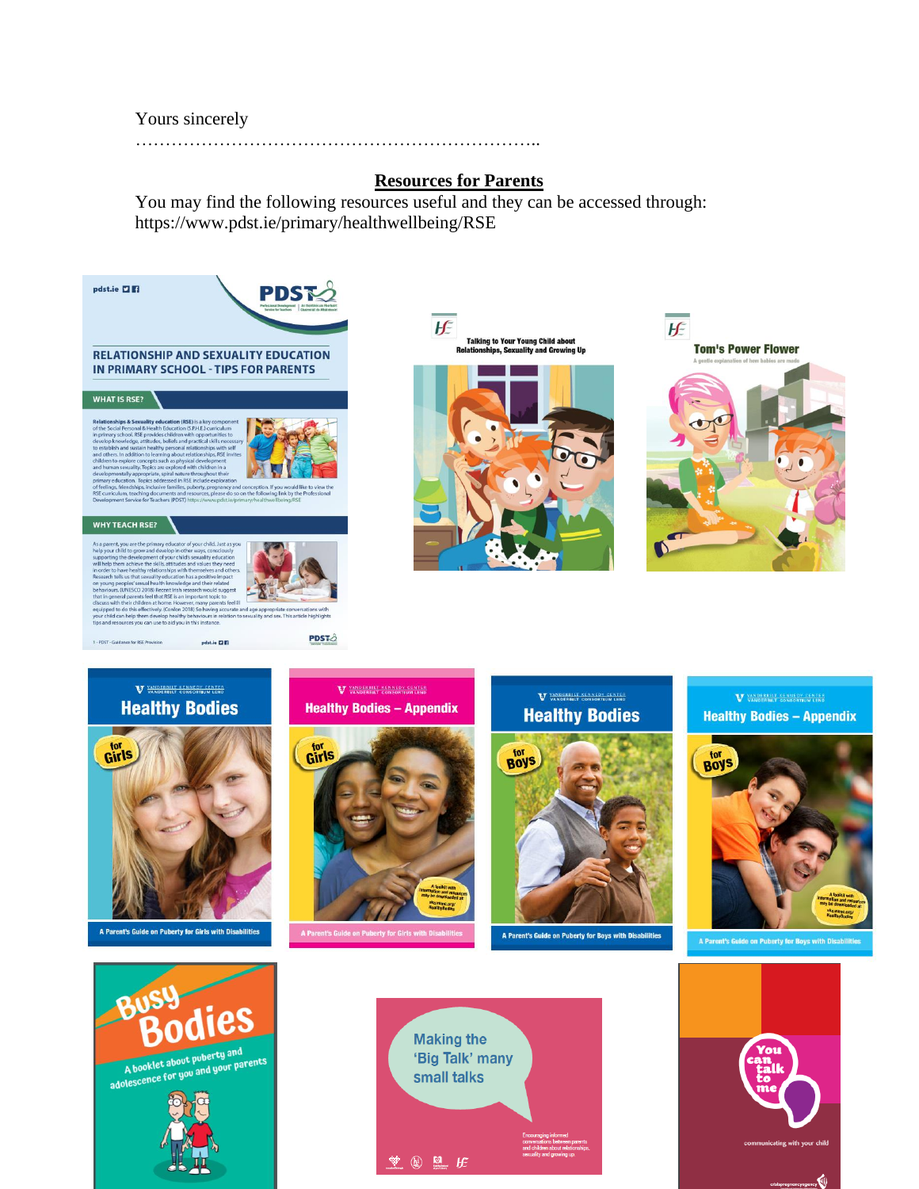Yours sincerely

………………………………………………………………..

## Resources for Parents

You may find the following resources useful and they can be accessed through: https://www.pdst.ie/primary/healthwellbeing/RSE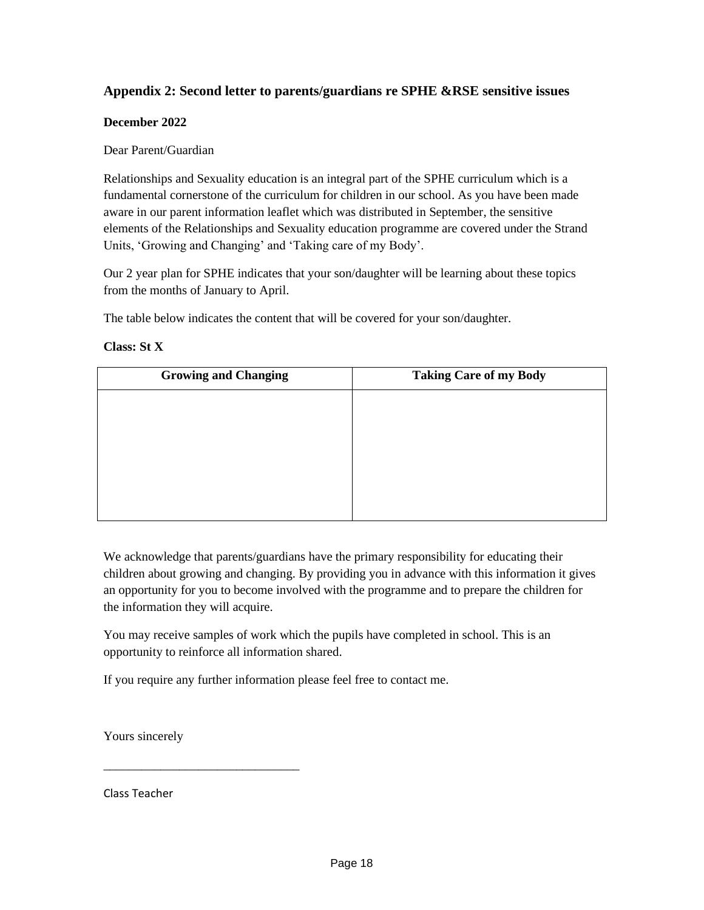## Appendix 2: Second letter to parents/guardians re SPHE &RSE sensitive issues

**December 2022**

Dear Parent/Guardian

Relationships and Sexuality education is an integral part of the SPHE curriculum which is a fundamental cornerstone of the curriculum for children in our school. As you have been made aware in our parent information leaflet which was distributed in September, the sensitive elements of the Relationships and Sexuality education programme are covered under the Strand Units, 'Growing and Changing' and 'Taking care of my Body'.

Our 2 year plan for SPHE indicates that your son/daughter will be learning about these topics from the months of January to April.

The table below indicates the content that will be covered for your son/daughter.

**Class: St X**

| Growing and Changing | Taking Care of my Body |
|---|---|
| | |

We acknowledge that parents/guardians have the primary responsibility for educating their children about growing and changing. By providing you in advance with this information it gives an opportunity for you to become involved with the programme and to prepare the children for the information they will acquire.

You may receive samples of work which the pupils have completed in school. This is an opportunity to reinforce all information shared.

If you require any further information please feel free to contact me.

Yours sincerely

_______________________________

Class Teacher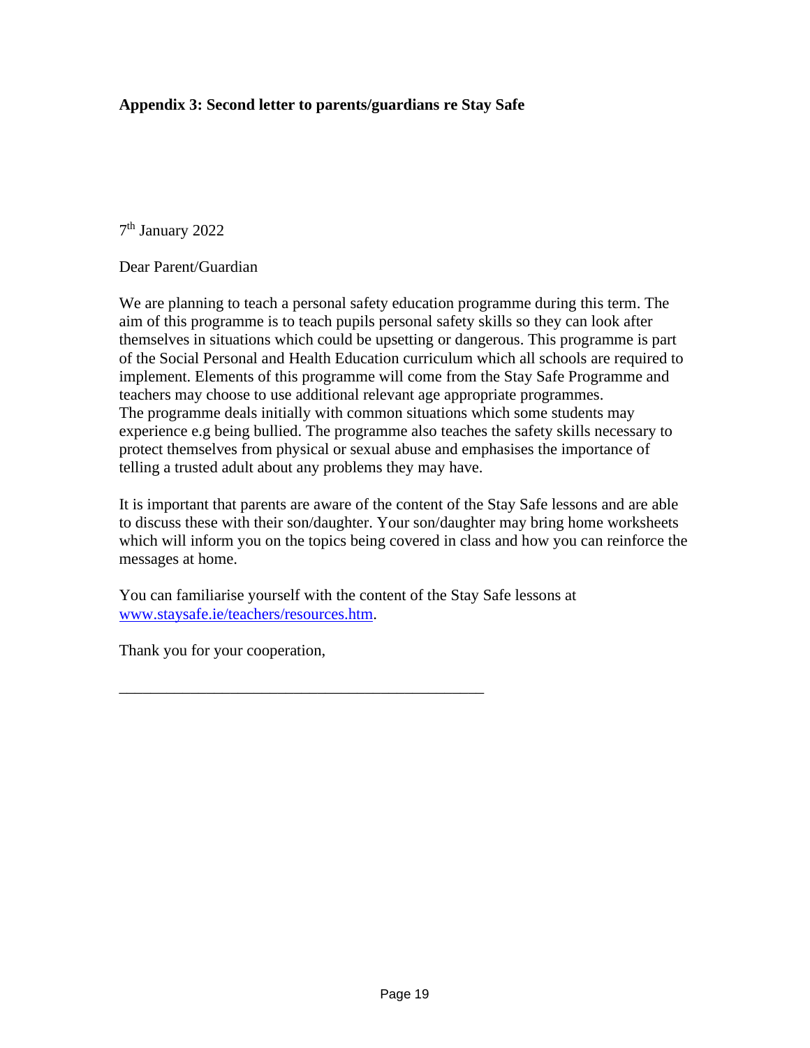**Appendix 3: Second letter to parents/guardians re Stay Safe**

7th January 2022

Dear Parent/Guardian

We are planning to teach a personal safety education programme during this term. The aim of this programme is to teach pupils personal safety skills so they can look after themselves in situations which could be upsetting or dangerous. This programme is part of the Social Personal and Health Education curriculum which all schools are required to implement. Elements of this programme will come from the Stay Safe Programme and teachers may choose to use additional relevant age appropriate programmes.
The programme deals initially with common situations which some students may experience e.g being bullied. The programme also teaches the safety skills necessary to protect themselves from physical or sexual abuse and emphasises the importance of telling a trusted adult about any problems they may have.

It is important that parents are aware of the content of the Stay Safe lessons and are able to discuss these with their son/daughter. Your son/daughter may bring home worksheets which will inform you on the topics being covered in class and how you can reinforce the messages at home.

You can familiarise yourself with the content of the Stay Safe lessons at [www.staysafe.ie/teachers/resources.htm](www.staysafe.ie/teachers/resources.htm).

Thank you for your cooperation,

_______________________________________________